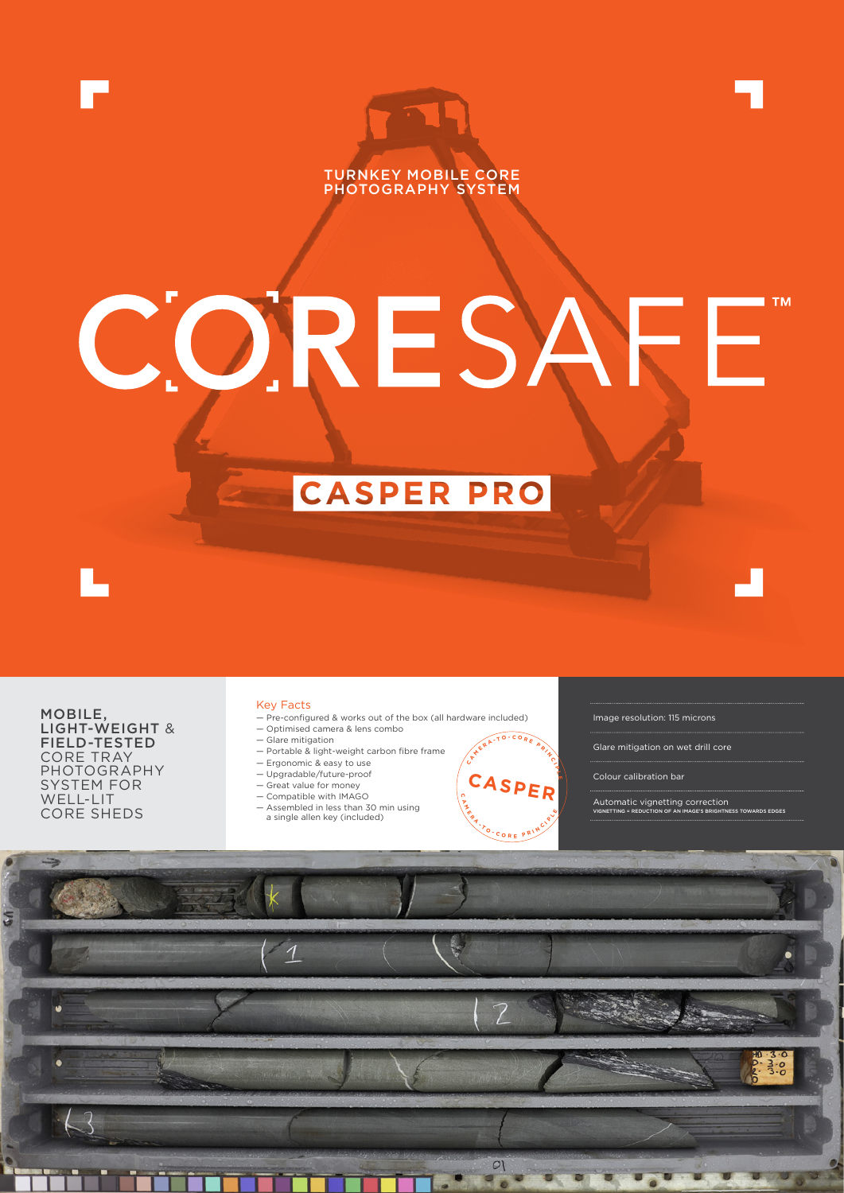TURNKEY MOBILE CORE PHOTOGRAPHY SYSTEM

# CORESAFE™

## CASPER PRO

**MOBILE, LIGHT-WEIGHT & FIELD-TESTED** CORE TRAY PHOTOGRAPHY SYSTEM FOR WELL-LIT CORE SHEDS

### Key Facts

- Pre-configured & works out of the box (all hardware included)
- Optimised camera & lens combo
- Glare mitigation
- Portable & light-weight carbon fibre frame
- Ergonomic & easy to use
- Upgradable/future-proof
- Great value for money
- Compatible with IMAGO
- Assembled in less than 30 min using a single allen key (included)

CASPER — CAMERA-TO-CORE PRINCIPLE

Image resolution: 115 microns

Glare mitigation on wet drill core

Colour calibration bar

Automatic vignetting correction
VIGNETTING = REDUCTION OF AN IMAGE'S BRIGHTNESS TOWARDS EDGES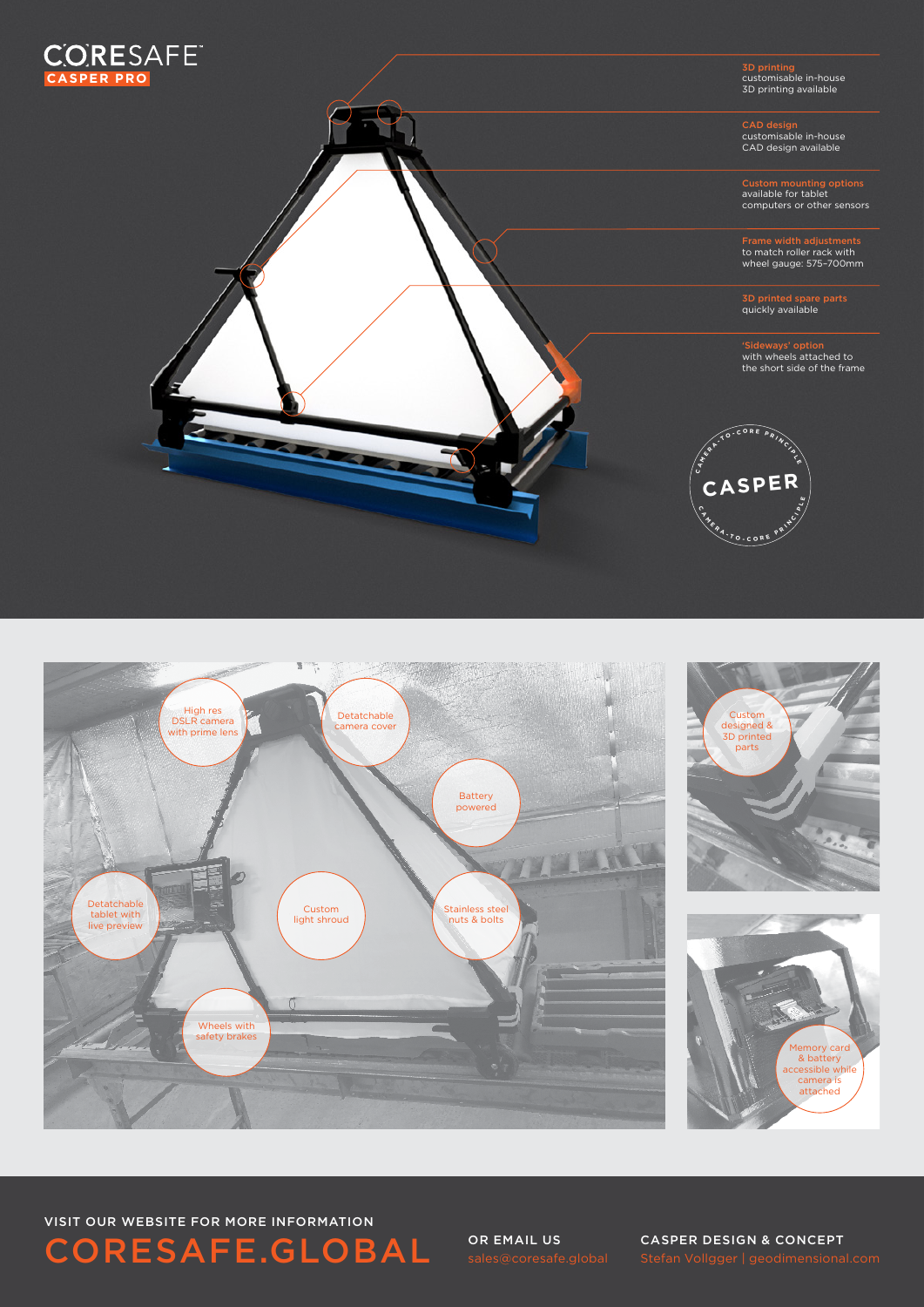# CORESAFE™

**CASPER PRO**

**3D printing**
customisable in-house 3D printing available

**CAD design**
customisable in-house CAD design available

**Custom mounting options**
available for tablet computers or other sensors

**Frame width adjustments**
to match roller rack with wheel gauge: 575–700mm

**3D printed spare parts**
quickly available

**'Sideways' option**
with wheels attached to the short side of the frame

CASPER
CAMERA-TO-CORE PRINCIPLE

High res DSLR camera with prime lens

Detatchable camera cover

Battery powered

Detatchable tablet with live preview

Custom light shroud

Stainless steel nuts & bolts

Wheels with safety brakes

Custom designed & 3D printed parts

Memory card & battery accessible while camera is attached

VISIT OUR WEBSITE FOR MORE INFORMATION

## CORESAFE.GLOBAL

OR EMAIL US
sales@coresafe.global

CASPER DESIGN & CONCEPT
Stefan Vollgger | geodimensional.com